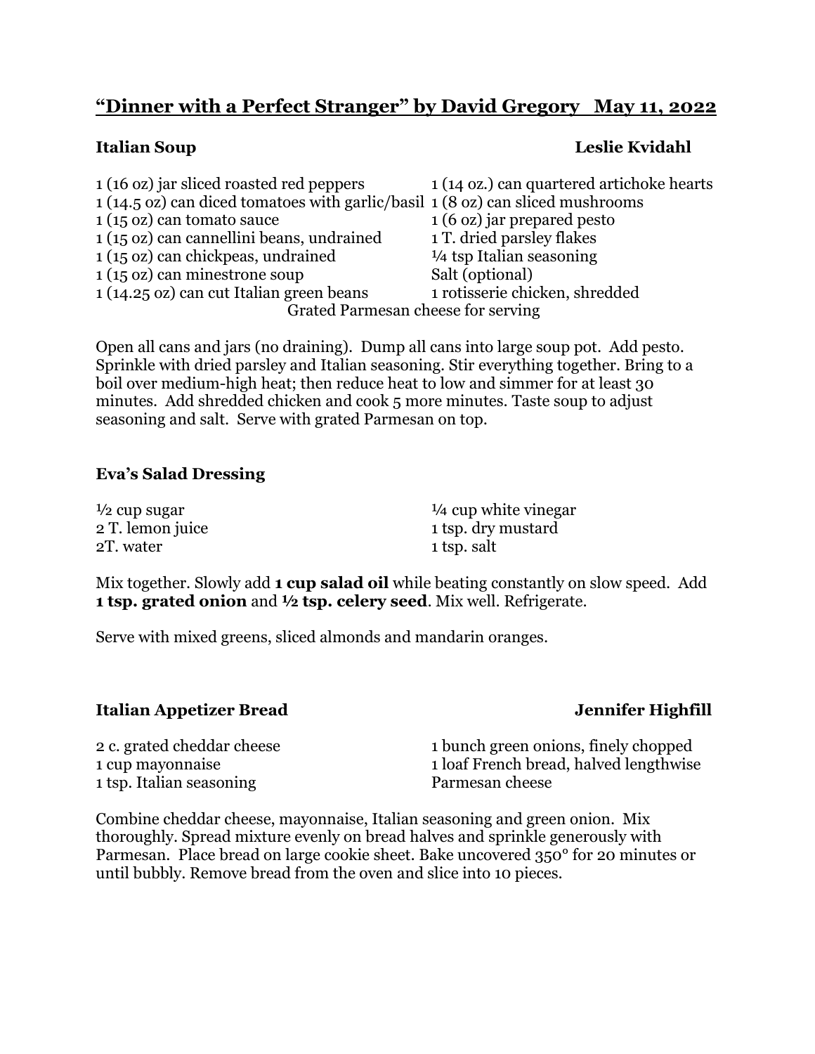## "Dinner with a Perfect Stranger" by David Gregory   May 11, 2022

### Italian Soup — Leslie Kvidahl

1 (16 oz) jar sliced roasted red peppers
1 (14.5 oz) can diced tomatoes with garlic/basil
1 (15 oz) can tomato sauce
1 (15 oz) can cannellini beans, undrained
1 (15 oz) can chickpeas, undrained
1 (15 oz) can minestrone soup
1 (14.25 oz) can cut Italian green beans
1 (14 oz.) can quartered artichoke hearts
1 (8 oz) can sliced mushrooms
1 (6 oz) jar prepared pesto
1 T. dried parsley flakes
¼ tsp Italian seasoning
Salt (optional)
1 rotisserie chicken, shredded
Grated Parmesan cheese for serving

Open all cans and jars (no draining). Dump all cans into large soup pot. Add pesto. Sprinkle with dried parsley and Italian seasoning. Stir everything together. Bring to a boil over medium-high heat; then reduce heat to low and simmer for at least 30 minutes. Add shredded chicken and cook 5 more minutes. Taste soup to adjust seasoning and salt. Serve with grated Parmesan on top.

### Eva's Salad Dressing

½ cup sugar
2 T. lemon juice
2T. water
¼ cup white vinegar
1 tsp. dry mustard
1 tsp. salt

Mix together. Slowly add **1 cup salad oil** while beating constantly on slow speed. Add **1 tsp. grated onion** and **½ tsp. celery seed**. Mix well. Refrigerate.

Serve with mixed greens, sliced almonds and mandarin oranges.

### Italian Appetizer Bread — Jennifer Highfill

2 c. grated cheddar cheese
1 cup mayonnaise
1 tsp. Italian seasoning
1 bunch green onions, finely chopped
1 loaf French bread, halved lengthwise
Parmesan cheese

Combine cheddar cheese, mayonnaise, Italian seasoning and green onion. Mix thoroughly. Spread mixture evenly on bread halves and sprinkle generously with Parmesan. Place bread on large cookie sheet. Bake uncovered 350° for 20 minutes or until bubbly. Remove bread from the oven and slice into 10 pieces.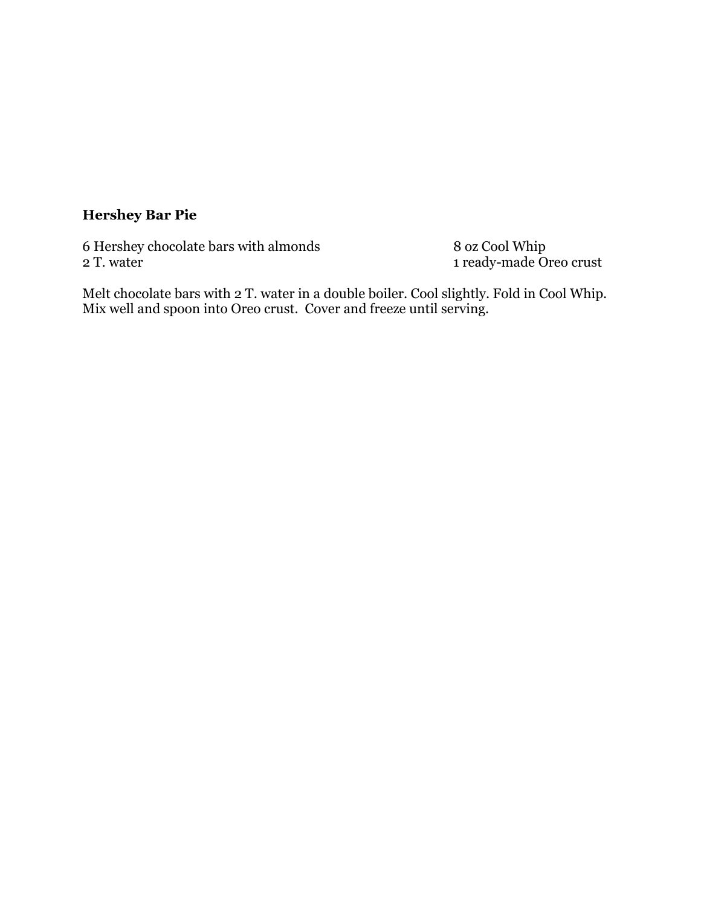**Hershey Bar Pie**

6 Hershey chocolate bars with almonds
2 T. water
8 oz Cool Whip
1 ready-made Oreo crust

Melt chocolate bars with 2 T. water in a double boiler. Cool slightly. Fold in Cool Whip. Mix well and spoon into Oreo crust. Cover and freeze until serving.